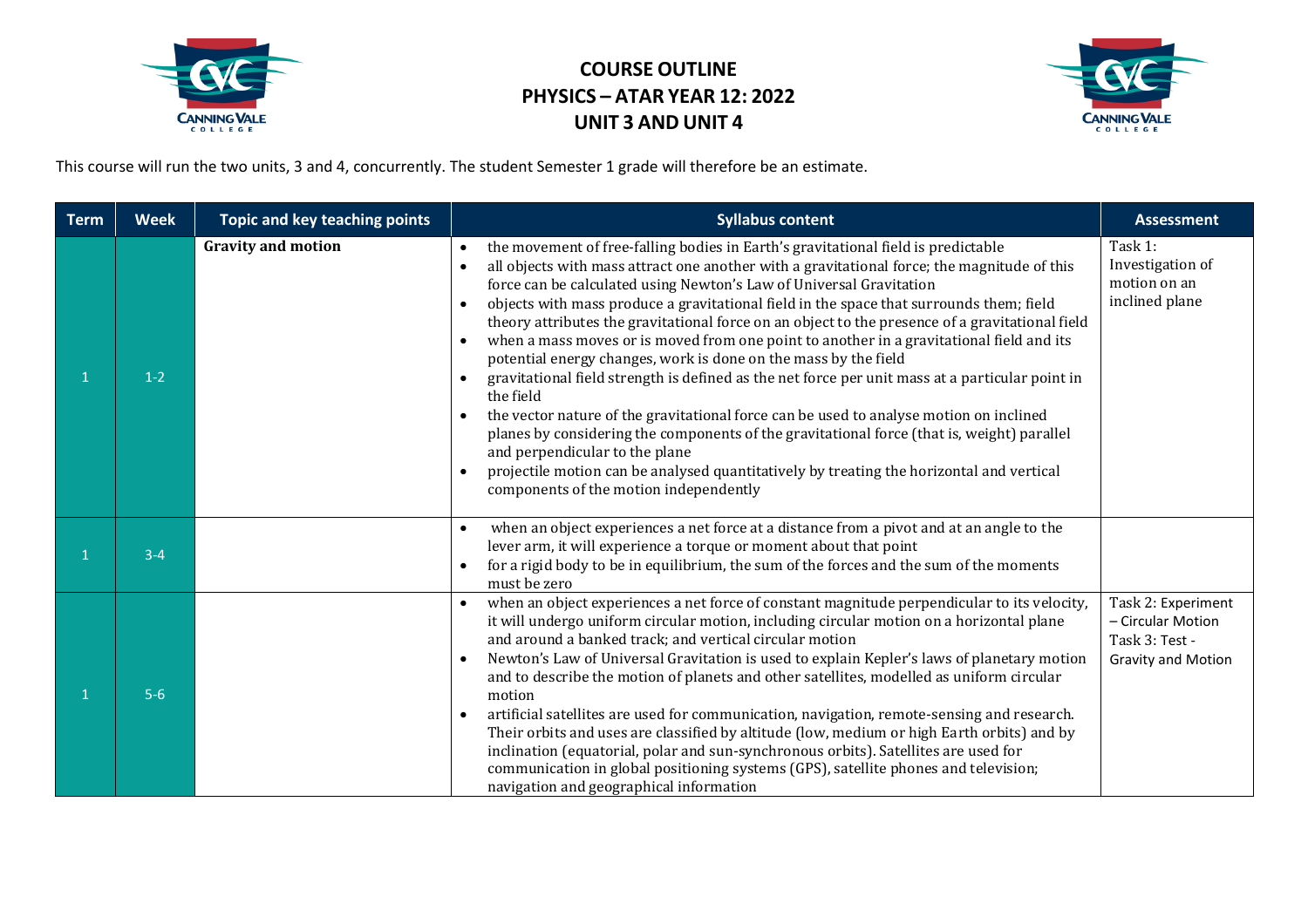# COURSE OUTLINE
# PHYSICS – ATAR YEAR 12: 2022
# UNIT 3 AND UNIT 4

This course will run the two units, 3 and 4, concurrently. The student Semester 1 grade will therefore be an estimate.

| Term | Week | Topic and key teaching points | Syllabus content | Assessment |
|---|---|---|---|---|
| 1 | 1-2 | **Gravity and motion** | • the movement of free-falling bodies in Earth's gravitational field is predictable<br>• all objects with mass attract one another with a gravitational force; the magnitude of this force can be calculated using Newton's Law of Universal Gravitation<br>• objects with mass produce a gravitational field in the space that surrounds them; field theory attributes the gravitational force on an object to the presence of a gravitational field<br>• when a mass moves or is moved from one point to another in a gravitational field and its potential energy changes, work is done on the mass by the field<br>• gravitational field strength is defined as the net force per unit mass at a particular point in the field<br>• the vector nature of the gravitational force can be used to analyse motion on inclined planes by considering the components of the gravitational force (that is, weight) parallel and perpendicular to the plane<br>• projectile motion can be analysed quantitatively by treating the horizontal and vertical components of the motion independently | Task 1: Investigation of motion on an inclined plane |
| 1 | 3-4 | | • when an object experiences a net force at a distance from a pivot and at an angle to the lever arm, it will experience a torque or moment about that point<br>• for a rigid body to be in equilibrium, the sum of the forces and the sum of the moments must be zero | |
| 1 | 5-6 | | • when an object experiences a net force of constant magnitude perpendicular to its velocity, it will undergo uniform circular motion, including circular motion on a horizontal plane and around a banked track; and vertical circular motion<br>• Newton's Law of Universal Gravitation is used to explain Kepler's laws of planetary motion and to describe the motion of planets and other satellites, modelled as uniform circular motion<br>• artificial satellites are used for communication, navigation, remote-sensing and research. Their orbits and uses are classified by altitude (low, medium or high Earth orbits) and by inclination (equatorial, polar and sun-synchronous orbits). Satellites are used for communication in global positioning systems (GPS), satellite phones and television; navigation and geographical information | Task 2: Experiment – Circular Motion<br>Task 3: Test - Gravity and Motion |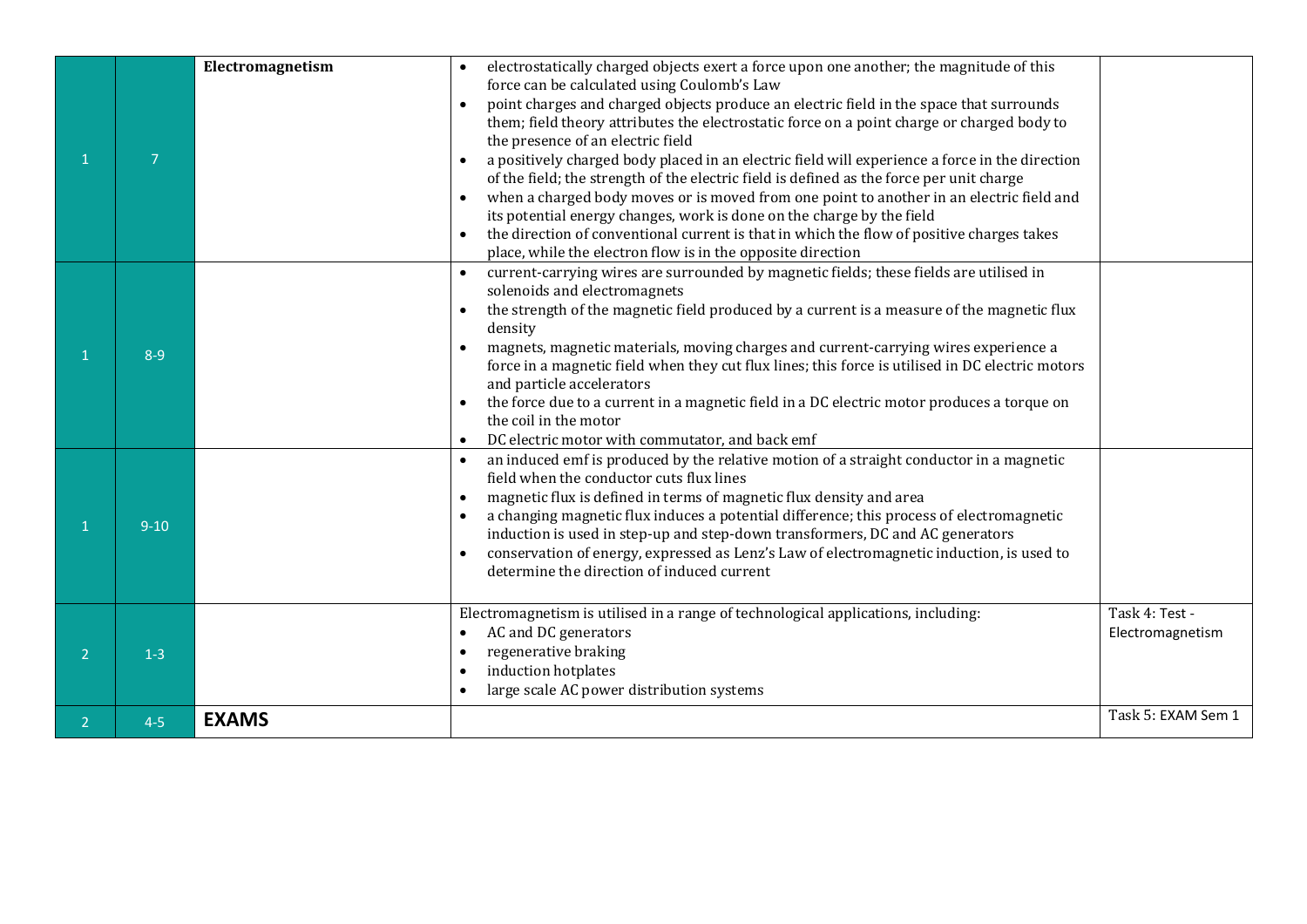| | | | | |
|---|---|---|---|---|
| 1 | 7 | **Electromagnetism** | • electrostatically charged objects exert a force upon one another; the magnitude of this force can be calculated using Coulomb's Law<br>• point charges and charged objects produce an electric field in the space that surrounds them; field theory attributes the electrostatic force on a point charge or charged body to the presence of an electric field<br>• a positively charged body placed in an electric field will experience a force in the direction of the field; the strength of the electric field is defined as the force per unit charge<br>• when a charged body moves or is moved from one point to another in an electric field and its potential energy changes, work is done on the charge by the field<br>• the direction of conventional current is that in which the flow of positive charges takes place, while the electron flow is in the opposite direction | |
| 1 | 8-9 | | • current-carrying wires are surrounded by magnetic fields; these fields are utilised in solenoids and electromagnets<br>• the strength of the magnetic field produced by a current is a measure of the magnetic flux density<br>• magnets, magnetic materials, moving charges and current-carrying wires experience a force in a magnetic field when they cut flux lines; this force is utilised in DC electric motors and particle accelerators<br>• the force due to a current in a magnetic field in a DC electric motor produces a torque on the coil in the motor<br>• DC electric motor with commutator, and back emf | |
| 1 | 9-10 | | • an induced emf is produced by the relative motion of a straight conductor in a magnetic field when the conductor cuts flux lines<br>• magnetic flux is defined in terms of magnetic flux density and area<br>• a changing magnetic flux induces a potential difference; this process of electromagnetic induction is used in step-up and step-down transformers, DC and AC generators<br>• conservation of energy, expressed as Lenz's Law of electromagnetic induction, is used to determine the direction of induced current | |
| 2 | 1-3 | | Electromagnetism is utilised in a range of technological applications, including:<br>• AC and DC generators<br>• regenerative braking<br>• induction hotplates<br>• large scale AC power distribution systems | Task 4: Test - Electromagnetism |
| 2 | 4-5 | **EXAMS** | | Task 5: EXAM Sem 1 |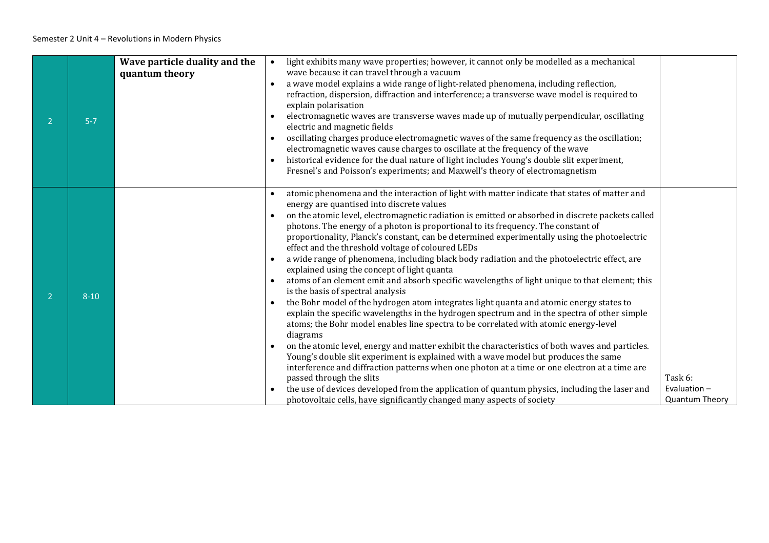| 2 | 5-7 | **Wave particle duality and the quantum theory** | • light exhibits many wave properties; however, it cannot only be modelled as a mechanical wave because it can travel through a vacuum<br>• a wave model explains a wide range of light-related phenomena, including reflection, refraction, dispersion, diffraction and interference; a transverse wave model is required to explain polarisation<br>• electromagnetic waves are transverse waves made up of mutually perpendicular, oscillating electric and magnetic fields<br>• oscillating charges produce electromagnetic waves of the same frequency as the oscillation; electromagnetic waves cause charges to oscillate at the frequency of the wave<br>• historical evidence for the dual nature of light includes Young's double slit experiment, Fresnel's and Poisson's experiments; and Maxwell's theory of electromagnetism | |
|---|---|---|---|---|
| 2 | 8-10 | | • atomic phenomena and the interaction of light with matter indicate that states of matter and energy are quantised into discrete values<br>• on the atomic level, electromagnetic radiation is emitted or absorbed in discrete packets called photons. The energy of a photon is proportional to its frequency. The constant of proportionality, Planck's constant, can be determined experimentally using the photoelectric effect and the threshold voltage of coloured LEDs<br>• a wide range of phenomena, including black body radiation and the photoelectric effect, are explained using the concept of light quanta<br>• atoms of an element emit and absorb specific wavelengths of light unique to that element; this is the basis of spectral analysis<br>• the Bohr model of the hydrogen atom integrates light quanta and atomic energy states to explain the specific wavelengths in the hydrogen spectrum and in the spectra of other simple atoms; the Bohr model enables line spectra to be correlated with atomic energy-level diagrams<br>• on the atomic level, energy and matter exhibit the characteristics of both waves and particles. Young's double slit experiment is explained with a wave model but produces the same interference and diffraction patterns when one photon at a time or one electron at a time are passed through the slits<br>• the use of devices developed from the application of quantum physics, including the laser and photovoltaic cells, have significantly changed many aspects of society | Task 6: Evaluation – Quantum Theory |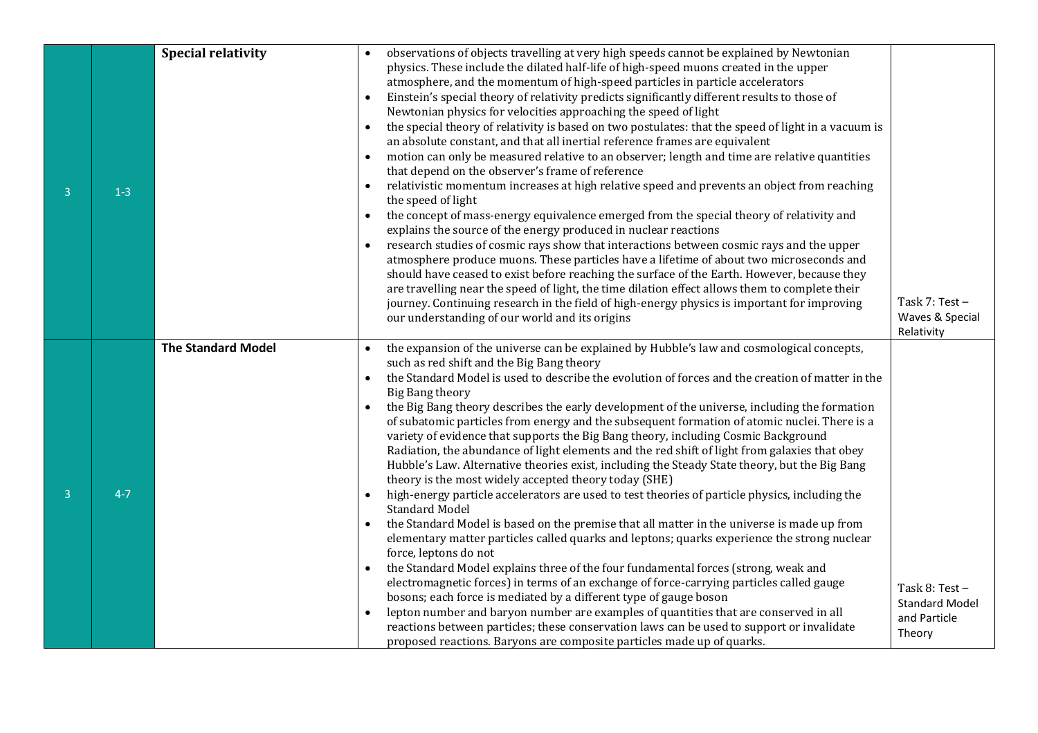| | | | | |
|---|---|---|---|---|
| 3 | 1-3 | **Special relativity** | • observations of objects travelling at very high speeds cannot be explained by Newtonian physics. These include the dilated half-life of high-speed muons created in the upper atmosphere, and the momentum of high-speed particles in particle accelerators<br>• Einstein's special theory of relativity predicts significantly different results to those of Newtonian physics for velocities approaching the speed of light<br>• the special theory of relativity is based on two postulates: that the speed of light in a vacuum is an absolute constant, and that all inertial reference frames are equivalent<br>• motion can only be measured relative to an observer; length and time are relative quantities that depend on the observer's frame of reference<br>• relativistic momentum increases at high relative speed and prevents an object from reaching the speed of light<br>• the concept of mass-energy equivalence emerged from the special theory of relativity and explains the source of the energy produced in nuclear reactions<br>• research studies of cosmic rays show that interactions between cosmic rays and the upper atmosphere produce muons. These particles have a lifetime of about two microseconds and should have ceased to exist before reaching the surface of the Earth. However, because they are travelling near the speed of light, the time dilation effect allows them to complete their journey. Continuing research in the field of high-energy physics is important for improving our understanding of our world and its origins | Task 7: Test – Waves & Special Relativity |
| 3 | 4-7 | **The Standard Model** | • the expansion of the universe can be explained by Hubble's law and cosmological concepts, such as red shift and the Big Bang theory<br>• the Standard Model is used to describe the evolution of forces and the creation of matter in the Big Bang theory<br>• the Big Bang theory describes the early development of the universe, including the formation of subatomic particles from energy and the subsequent formation of atomic nuclei. There is a variety of evidence that supports the Big Bang theory, including Cosmic Background Radiation, the abundance of light elements and the red shift of light from galaxies that obey Hubble's Law. Alternative theories exist, including the Steady State theory, but the Big Bang theory is the most widely accepted theory today (SHE)<br>• high-energy particle accelerators are used to test theories of particle physics, including the Standard Model<br>• the Standard Model is based on the premise that all matter in the universe is made up from elementary matter particles called quarks and leptons; quarks experience the strong nuclear force, leptons do not<br>• the Standard Model explains three of the four fundamental forces (strong, weak and electromagnetic forces) in terms of an exchange of force-carrying particles called gauge bosons; each force is mediated by a different type of gauge boson<br>• lepton number and baryon number are examples of quantities that are conserved in all reactions between particles; these conservation laws can be used to support or invalidate proposed reactions. Baryons are composite particles made up of quarks. | Task 8: Test – Standard Model and Particle Theory |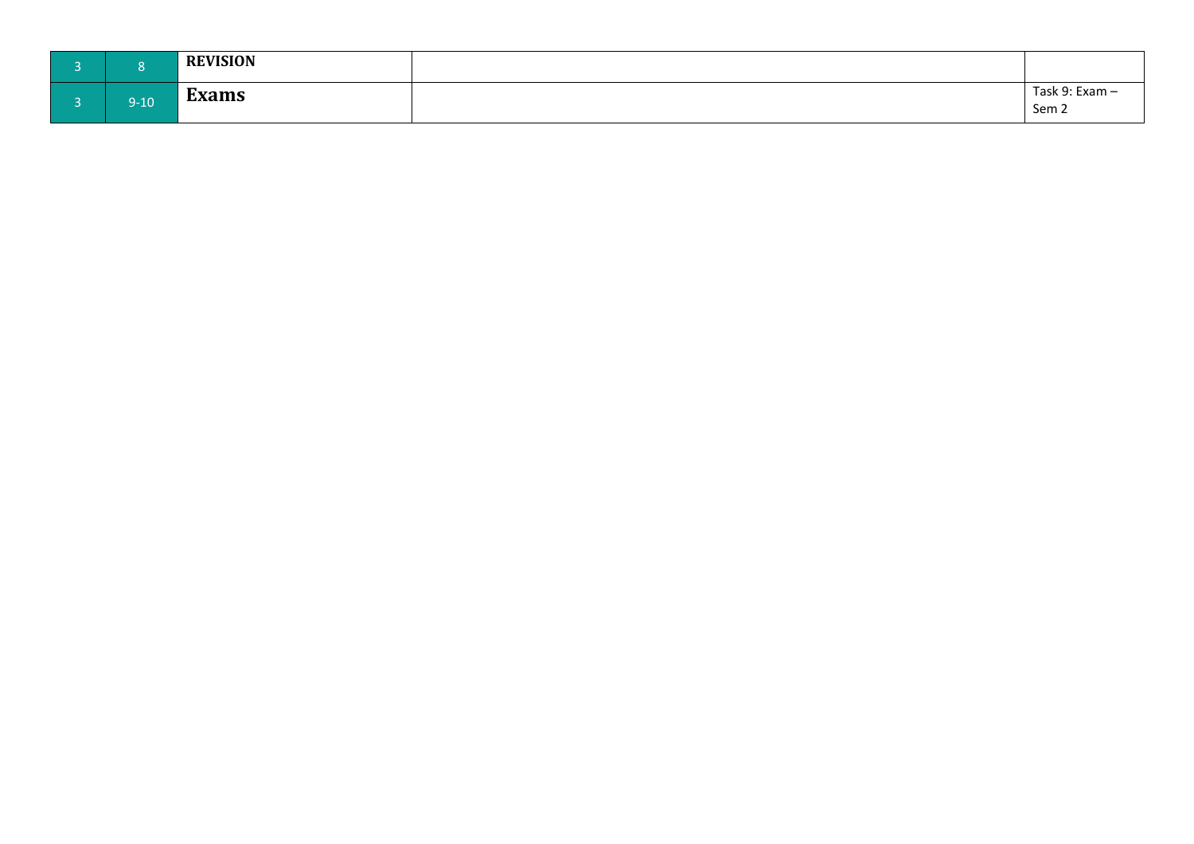| | | | | |
|---|---|---|---|---|
| 3 | 8 | **REVISION** | | |
| 3 | 9-10 | **Exams** | | Task 9: Exam – Sem 2 |